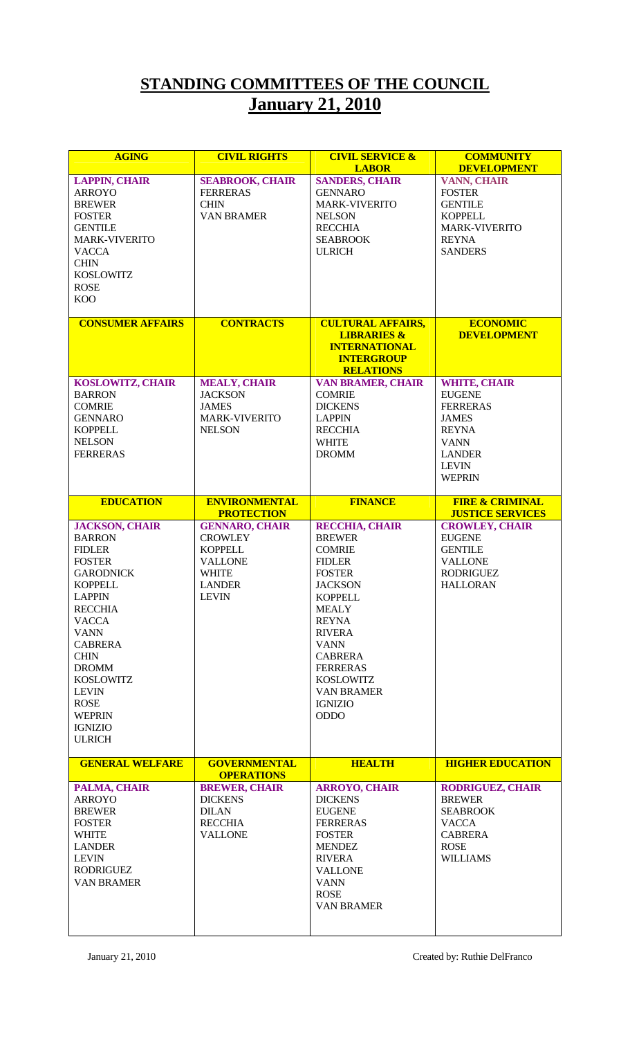# STANDING COMMITTEES OF THE COUNCIL
## January 21, 2010

| AGING | CIVIL RIGHTS | CIVIL SERVICE & LABOR | COMMUNITY DEVELOPMENT |
|---|---|---|---|
| **LAPPIN, CHAIR**<br>ARROYO<br>BREWER<br>FOSTER<br>GENTILE<br>MARK-VIVERITO<br>VACCA<br>CHIN<br>KOSLOWITZ<br>ROSE<br>KOO | **SEABROOK, CHAIR**<br>FERRERAS<br>CHIN<br>VAN BRAMER | **SANDERS, CHAIR**<br>GENNARO<br>MARK-VIVERITO<br>NELSON<br>RECCHIA<br>SEABROOK<br>ULRICH | **VANN, CHAIR**<br>FOSTER<br>GENTILE<br>KOPPELL<br>MARK-VIVERITO<br>REYNA<br>SANDERS |
| **CONSUMER AFFAIRS** | **CONTRACTS** | **CULTURAL AFFAIRS, LIBRARIES & INTERNATIONAL INTERGROUP RELATIONS** | **ECONOMIC DEVELOPMENT** |
| **KOSLOWITZ, CHAIR**<br>BARRON<br>COMRIE<br>GENNARO<br>KOPPELL<br>NELSON<br>FERRERAS | **MEALY, CHAIR**<br>JACKSON<br>JAMES<br>MARK-VIVERITO<br>NELSON | **VAN BRAMER, CHAIR**<br>COMRIE<br>DICKENS<br>LAPPIN<br>RECCHIA<br>WHITE<br>DROMM | **WHITE, CHAIR**<br>EUGENE<br>FERRERAS<br>JAMES<br>REYNA<br>VANN<br>LANDER<br>LEVIN<br>WEPRIN |
| **EDUCATION** | **ENVIRONMENTAL PROTECTION** | **FINANCE** | **FIRE & CRIMINAL JUSTICE SERVICES** |
| **JACKSON, CHAIR**<br>BARRON<br>FIDLER<br>FOSTER<br>GARODNICK<br>KOPPELL<br>LAPPIN<br>RECCHIA<br>VACCA<br>VANN<br>CABRERA<br>CHIN<br>DROMM<br>KOSLOWITZ<br>LEVIN<br>ROSE<br>WEPRIN<br>IGNIZIO<br>ULRICH | **GENNARO, CHAIR**<br>CROWLEY<br>KOPPELL<br>VALLONE<br>WHITE<br>LANDER<br>LEVIN | **RECCHIA, CHAIR**<br>BREWER<br>COMRIE<br>FIDLER<br>FOSTER<br>JACKSON<br>KOPPELL<br>MEALY<br>REYNA<br>RIVERA<br>VANN<br>CABRERA<br>FERRERAS<br>KOSLOWITZ<br>VAN BRAMER<br>IGNIZIO<br>ODDO | **CROWLEY, CHAIR**<br>EUGENE<br>GENTILE<br>VALLONE<br>RODRIGUEZ<br>HALLORAN |
| **GENERAL WELFARE** | **GOVERNMENTAL OPERATIONS** | **HEALTH** | **HIGHER EDUCATION** |
| **PALMA, CHAIR**<br>ARROYO<br>BREWER<br>FOSTER<br>WHITE<br>LANDER<br>LEVIN<br>RODRIGUEZ<br>VAN BRAMER | **BREWER, CHAIR**<br>DICKENS<br>DILAN<br>RECCHIA<br>VALLONE | **ARROYO, CHAIR**<br>DICKENS<br>EUGENE<br>FERRERAS<br>FOSTER<br>MENDEZ<br>RIVERA<br>VALLONE<br>VANN<br>ROSE<br>VAN BRAMER | **RODRIGUEZ, CHAIR**<br>BREWER<br>SEABROOK<br>VACCA<br>CABRERA<br>ROSE<br>WILLIAMS |

Created by: Ruthie DelFranco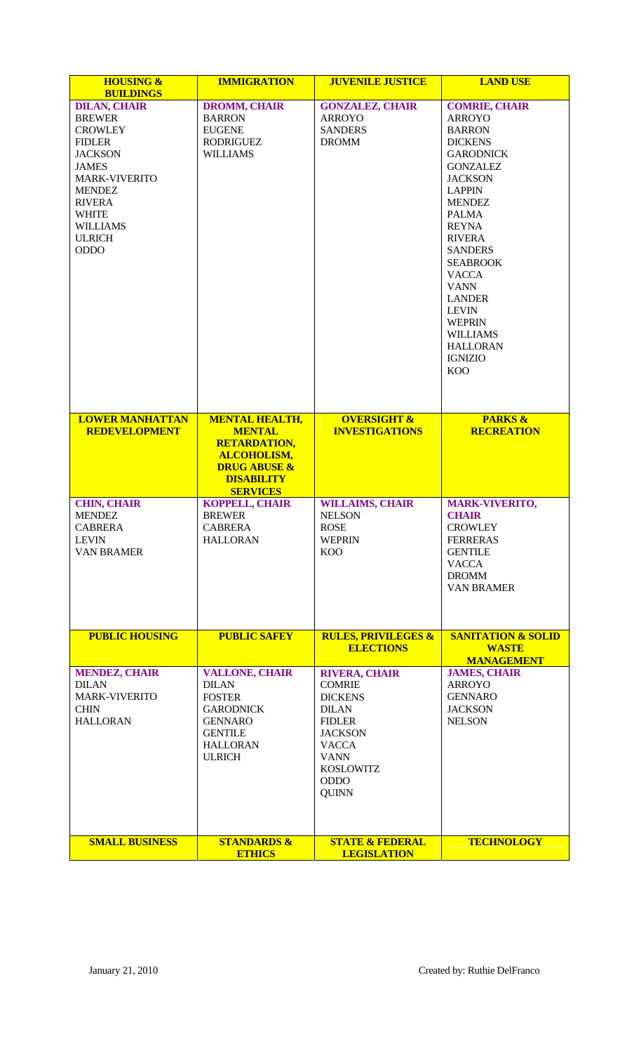| HOUSING & BUILDINGS | IMMIGRATION | JUVENILE JUSTICE | LAND USE |
|---|---|---|---|
| DILAN, CHAIR<br>BREWER<br>CROWLEY<br>FIDLER<br>JACKSON<br>JAMES<br>MARK-VIVERITO<br>MENDEZ<br>RIVERA<br>WHITE<br>WILLIAMS<br>ULRICH<br>ODDO | DROMM, CHAIR<br>BARRON<br>EUGENE<br>RODRIGUEZ<br>WILLIAMS | GONZALEZ, CHAIR<br>ARROYO<br>SANDERS<br>DROMM | COMRIE, CHAIR<br>ARROYO<br>BARRON<br>DICKENS<br>GARODNICK<br>GONZALEZ<br>JACKSON<br>LAPPIN<br>MENDEZ<br>PALMA<br>REYNA<br>RIVERA<br>SANDERS<br>SEABROOK<br>VACCA<br>VANN<br>LANDER<br>LEVIN<br>WEPRIN<br>WILLIAMS<br>HALLORAN<br>IGNIZIO<br>KOO |
| **LOWER MANHATTAN REDEVELOPMENT** | **MENTAL HEALTH, MENTAL RETARDATION, ALCOHOLISM, DRUG ABUSE & DISABILITY SERVICES** | **OVERSIGHT & INVESTIGATIONS** | **PARKS & RECREATION** |
| CHIN, CHAIR<br>MENDEZ<br>CABRERA<br>LEVIN<br>VAN BRAMER | KOPPELL, CHAIR<br>BREWER<br>CABRERA<br>HALLORAN | WILLAIMS, CHAIR<br>NELSON<br>ROSE<br>WEPRIN<br>KOO | MARK-VIVERITO, CHAIR<br>CROWLEY<br>FERRERAS<br>GENTILE<br>VACCA<br>DROMM<br>VAN BRAMER |
| **PUBLIC HOUSING** | **PUBLIC SAFEY** | **RULES, PRIVILEGES & ELECTIONS** | **SANITATION & SOLID WASTE MANAGEMENT** |
| MENDEZ, CHAIR<br>DILAN<br>MARK-VIVERITO<br>CHIN<br>HALLORAN | VALLONE, CHAIR<br>DILAN<br>FOSTER<br>GARODNICK<br>GENNARO<br>GENTILE<br>HALLORAN<br>ULRICH | RIVERA, CHAIR<br>COMRIE<br>DICKENS<br>DILAN<br>FIDLER<br>JACKSON<br>VACCA<br>VANN<br>KOSLOWITZ<br>ODDO<br>QUINN | JAMES, CHAIR<br>ARROYO<br>GENNARO<br>JACKSON<br>NELSON |
| **SMALL BUSINESS** | **STANDARDS & ETHICS** | **STATE & FEDERAL LEGISLATION** | **TECHNOLOGY** |

January 21, 2010

Created by: Ruthie DelFranco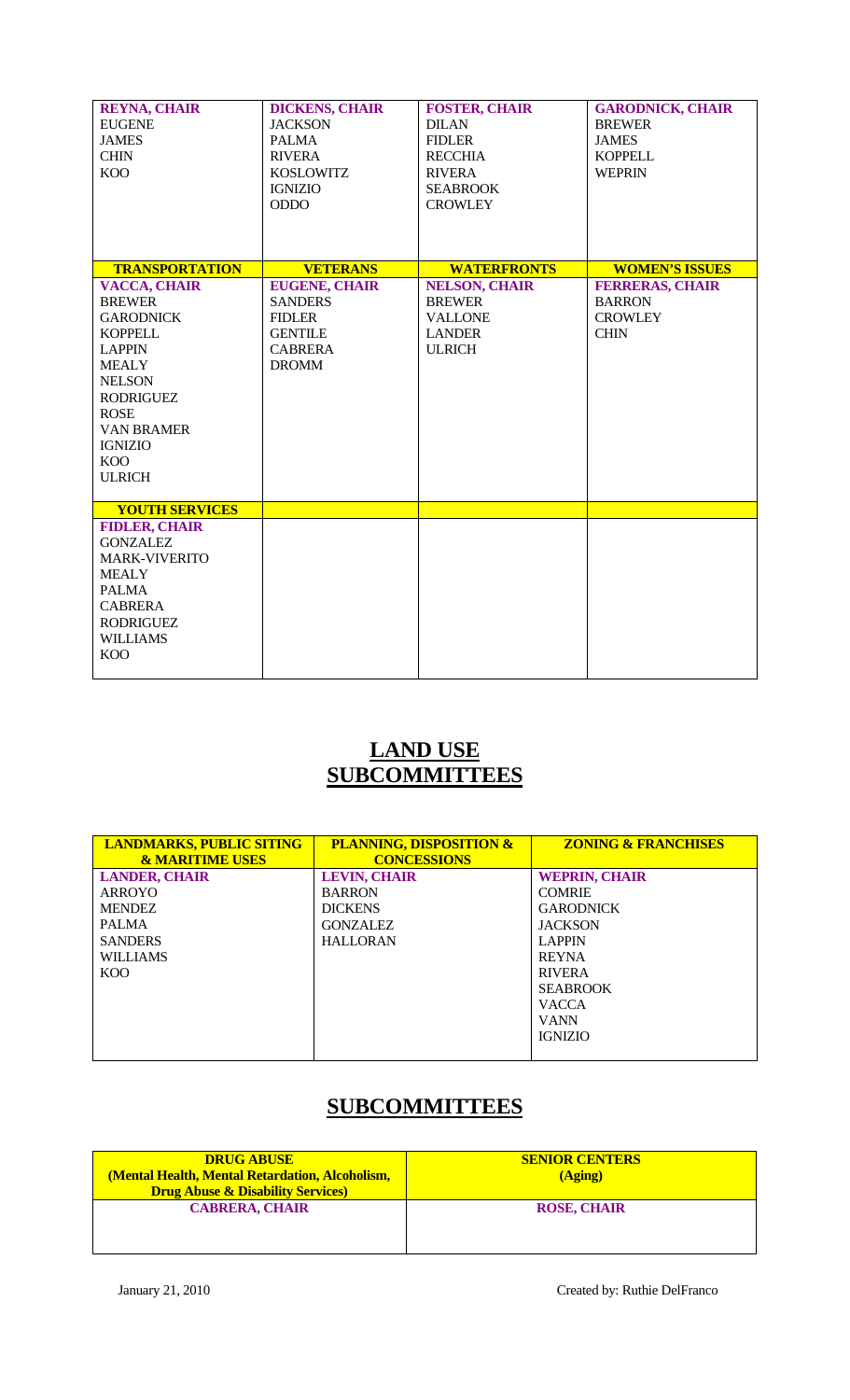| REYNA, CHAIR | DICKENS, CHAIR | FOSTER, CHAIR | GARODNICK, CHAIR |
| --- | --- | --- | --- |
| EUGENE | JACKSON | DILAN | BREWER |
| JAMES | PALMA | FIDLER | JAMES |
| CHIN | RIVERA | RECCHIA | KOPPELL |
| KOO | KOSLOWITZ | RIVERA | WEPRIN |
| | IGNIZIO | SEABROOK | |
| | ODDO | CROWLEY | |
| **TRANSPORTATION** | **VETERANS** | **WATERFRONTS** | **WOMEN'S ISSUES** |
| VACCA, CHAIR | EUGENE, CHAIR | NELSON, CHAIR | FERRERAS, CHAIR |
| BREWER | SANDERS | BREWER | BARRON |
| GARODNICK | FIDLER | VALLONE | CROWLEY |
| KOPPELL | GENTILE | LANDER | CHIN |
| LAPPIN | CABRERA | ULRICH | |
| MEALY | DROMM | | |
| NELSON | | | |
| RODRIGUEZ | | | |
| ROSE | | | |
| VAN BRAMER | | | |
| IGNIZIO | | | |
| KOO | | | |
| ULRICH | | | |
| **YOUTH SERVICES** | | | |
| FIDLER, CHAIR | | | |
| GONZALEZ | | | |
| MARK-VIVERITO | | | |
| MEALY | | | |
| PALMA | | | |
| CABRERA | | | |
| RODRIGUEZ | | | |
| WILLIAMS | | | |
| KOO | | | |

## LAND USE SUBCOMMITTEES

| LANDMARKS, PUBLIC SITING & MARITIME USES | PLANNING, DISPOSITION & CONCESSIONS | ZONING & FRANCHISES |
| --- | --- | --- |
| LANDER, CHAIR | LEVIN, CHAIR | WEPRIN, CHAIR |
| ARROYO | BARRON | COMRIE |
| MENDEZ | DICKENS | GARODNICK |
| PALMA | GONZALEZ | JACKSON |
| SANDERS | HALLORAN | LAPPIN |
| WILLIAMS | | REYNA |
| KOO | | RIVERA |
| | | SEABROOK |
| | | VACCA |
| | | VANN |
| | | IGNIZIO |

## SUBCOMMITTEES

| DRUG ABUSE (Mental Health, Mental Retardation, Alcoholism, Drug Abuse & Disability Services) | SENIOR CENTERS (Aging) |
| --- | --- |
| CABRERA, CHAIR | ROSE, CHAIR |

January 21, 2010

Created by: Ruthie DelFranco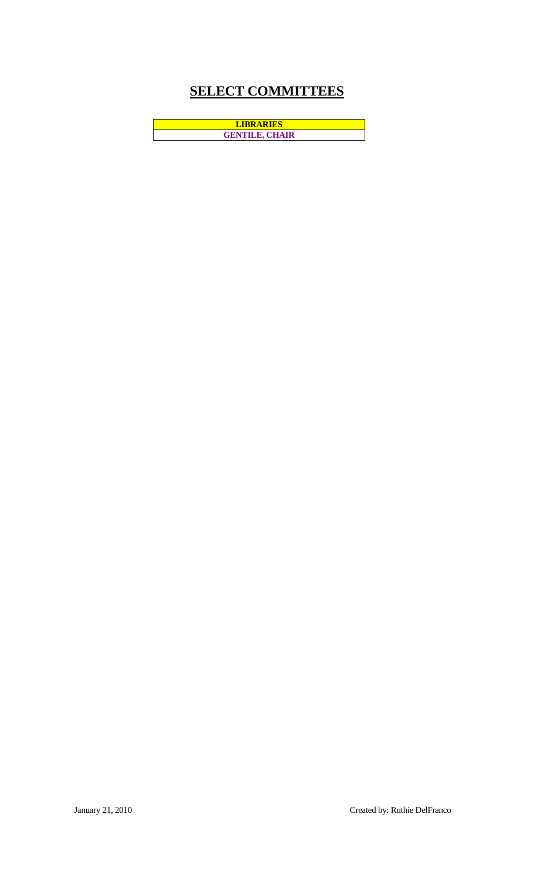# SELECT COMMITTEES

| LIBRARIES |
| --- |
| GENTILE, CHAIR |

January 21, 2010

Created by: Ruthie DelFranco